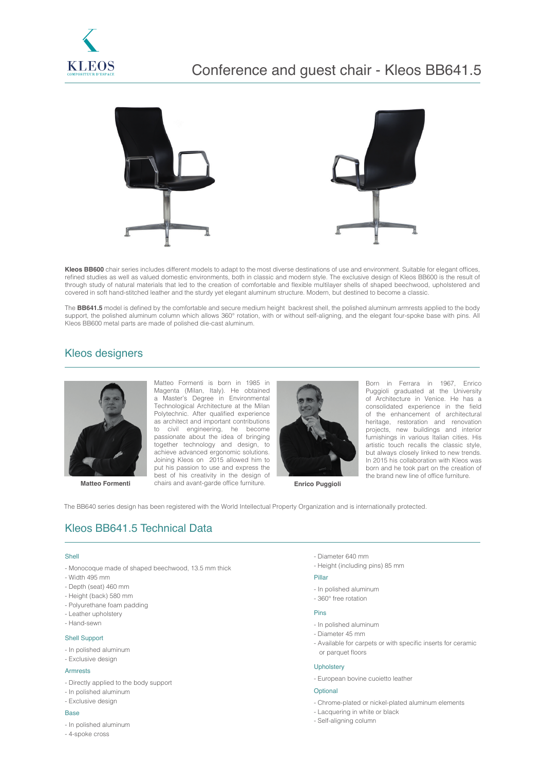KLEOS
COMPOSITEUR D'ESPACE

# Conference and guest chair - Kleos BB641.5

**Kleos BB600** chair series includes different models to adapt to the most diverse destinations of use and environment. Suitable for elegant offices, refined studies as well as valued domestic environments, both in classic and modern style. The exclusive design of Kleos BB600 is the result of through study of natural materials that led to the creation of comfortable and flexible multilayer shells of shaped beechwood, upholstered and covered in soft hand-stitched leather and the sturdy yet elegant aluminum structure. Modern, but destined to become a classic.

The **BB641.5** model is defined by the comfortable and secure medium height backrest shell, the polished aluminum armrests applied to the body support, the polished aluminum column which allows 360° rotation, with or without self-aligning, and the elegant four-spoke base with pins. All Kleos BB600 metal parts are made of polished die-cast aluminum.

## Kleos designers

**Matteo Formenti**

Matteo Formenti is born in 1985 in Magenta (Milan, Italy). He obtained a Master's Degree in Environmental Technological Architecture at the Milan Polytechnic. After qualified experience as architect and important contributions to civil engineering, he become passionate about the idea of bringing together technology and design, to achieve advanced ergonomic solutions. Joining Kleos on 2015 allowed him to put his passion to use and express the best of his creativity in the design of chairs and avant-garde office furniture.

**Enrico Puggioli**

Born in Ferrara in 1967, Enrico Puggioli graduated at the University of Architecture in Venice. He has a consolidated experience in the field of the enhancement of architectural heritage, restoration and renovation projects, new buildings and interior furnishings in various Italian cities. His artistic touch recalls the classic style, but always closely linked to new trends. In 2015 his collaboration with Kleos was born and he took part on the creation of the brand new line of office furniture.

The BB640 series design has been registered with the World Intellectual Property Organization and is internationally protected.

## Kleos BB641.5 Technical Data

### Shell

- Monocoque made of shaped beechwood, 13.5 mm thick
- Width 495 mm
- Depth (seat) 460 mm
- Height (back) 580 mm
- Polyurethane foam padding
- Leather upholstery
- Hand-sewn

### Shell Support

- In polished aluminum
- Exclusive design

### Armrests

- Directly applied to the body support
- In polished aluminum
- Exclusive design

### Base

- In polished aluminum
- 4-spoke cross
- Diameter 640 mm
- Height (including pins) 85 mm

### Pillar

- In polished aluminum
- 360° free rotation

### Pins

- In polished aluminum
- Diameter 45 mm
- Available for carpets or with specific inserts for ceramic or parquet floors

### Upholstery

- European bovine cuoietto leather

### Optional

- Chrome-plated or nickel-plated aluminum elements
- Lacquering in white or black
- Self-aligning column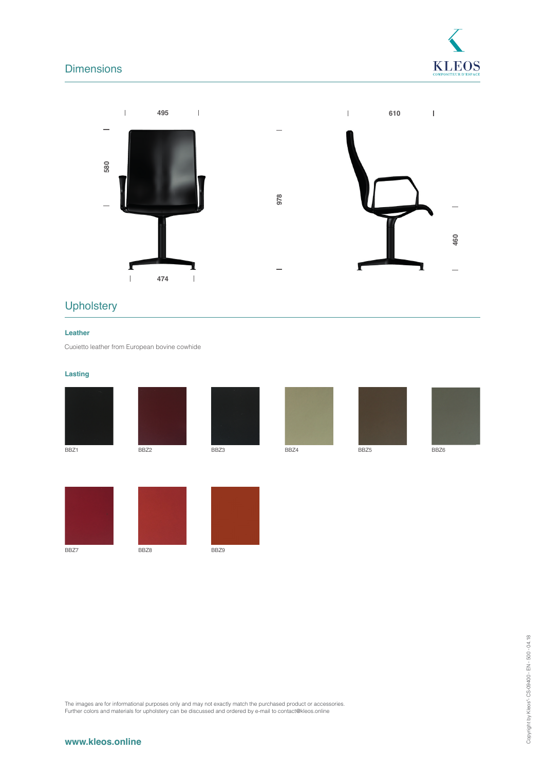## Dimensions

495

580

474

978

610

460

## Upholstery

### Leather

Cuoietto leather from European bovine cowhide

### Lasting

BBZ1

BBZ2

BBZ3

BBZ4

BBZ5

BBZ6

BBZ7

BBZ8

BBZ9

The images are for informational purposes only and may not exactly match the purchased product or accessories.
Further colors and materials for upholstery can be discussed and ordered by e-mail to contact@kleos.online

**www.kleos.online**

Copyright by Kleos® CS-09400 - EN - 500 - 04.18